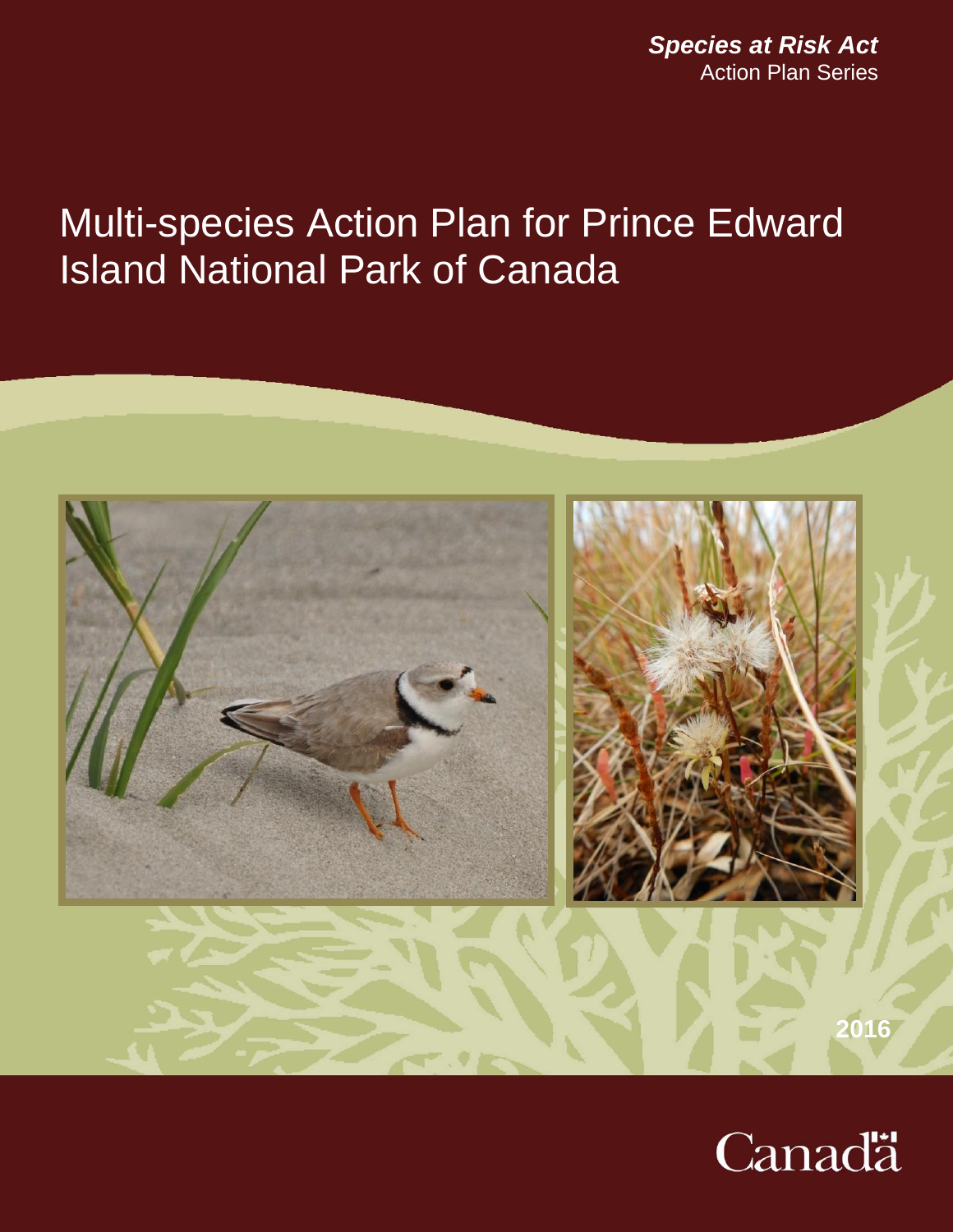***Species at Risk Act***
Action Plan Series

# Multi-species Action Plan for Prince Edward Island National Park of Canada

2016

Canada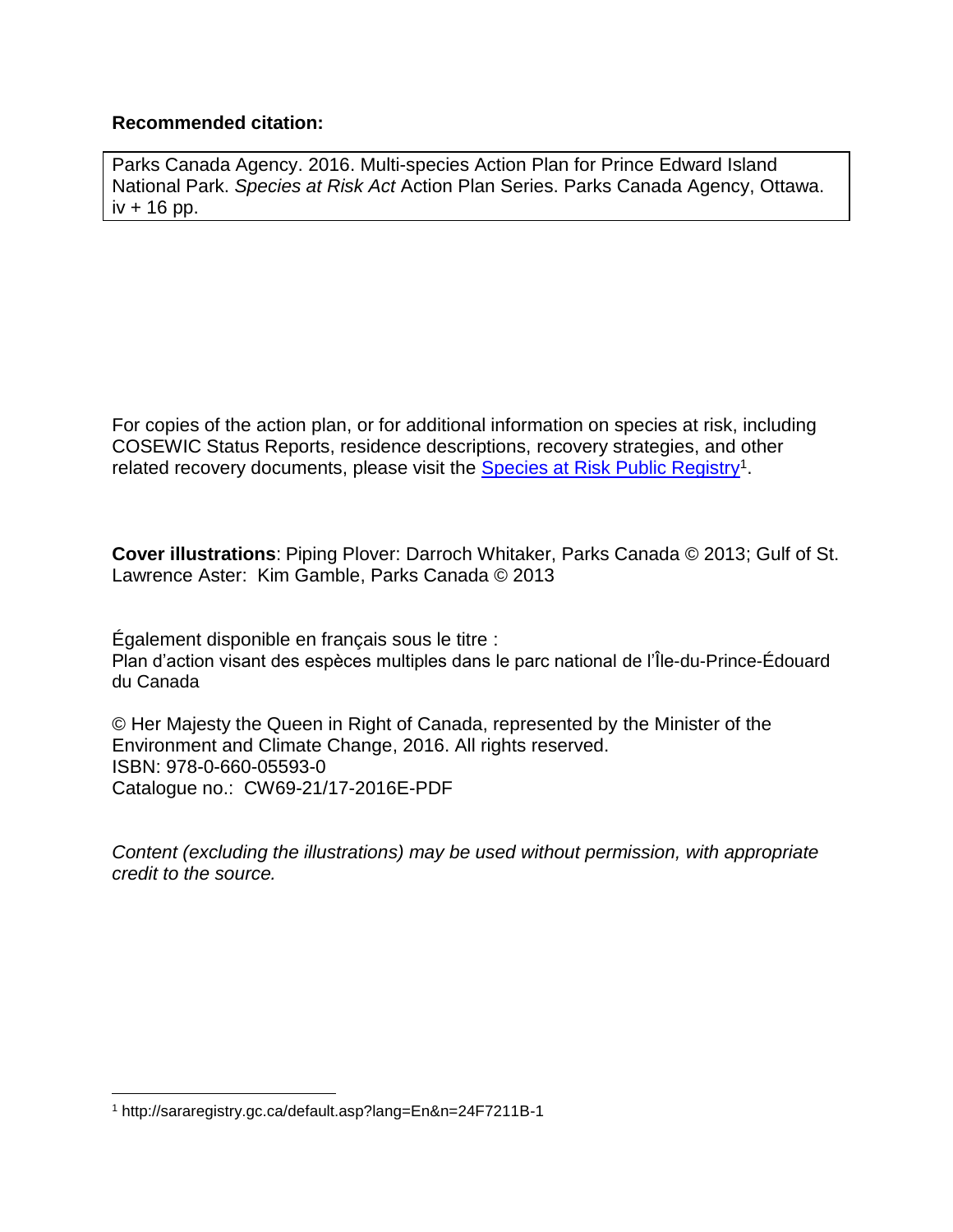**Recommended citation:**

Parks Canada Agency. 2016. Multi-species Action Plan for Prince Edward Island National Park. *Species at Risk Act* Action Plan Series. Parks Canada Agency, Ottawa. iv + 16 pp.

For copies of the action plan, or for additional information on species at risk, including COSEWIC Status Reports, residence descriptions, recovery strategies, and other related recovery documents, please visit the Species at Risk Public Registry[1].

**Cover illustrations**: Piping Plover: Darroch Whitaker, Parks Canada © 2013; Gulf of St. Lawrence Aster: Kim Gamble, Parks Canada © 2013

Également disponible en français sous le titre :
Plan d'action visant des espèces multiples dans le parc national de l'Île-du-Prince-Édouard du Canada

© Her Majesty the Queen in Right of Canada, represented by the Minister of the Environment and Climate Change, 2016. All rights reserved.
ISBN: 978-0-660-05593-0
Catalogue no.: CW69-21/17-2016E-PDF

*Content (excluding the illustrations) may be used without permission, with appropriate credit to the source.*

---

[1] http://sararegistry.gc.ca/default.asp?lang=En&n=24F7211B-1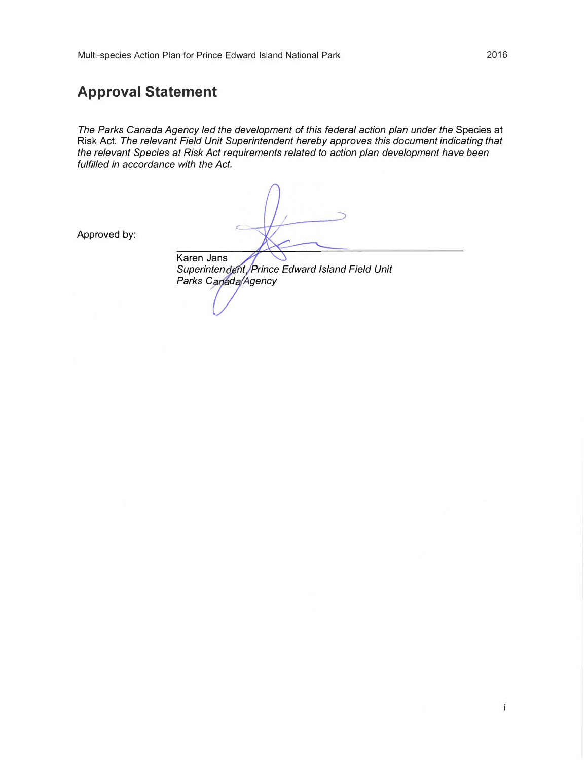## Approval Statement

*The Parks Canada Agency led the development of this federal action plan under the* Species at Risk Act. *The relevant Field Unit Superintendent hereby approves this document indicating that the relevant Species at Risk Act requirements related to action plan development have been fulfilled in accordance with the Act.*

Approved by:

Karen Jans
*Superintendent, Prince Edward Island Field Unit*
*Parks Canada Agency*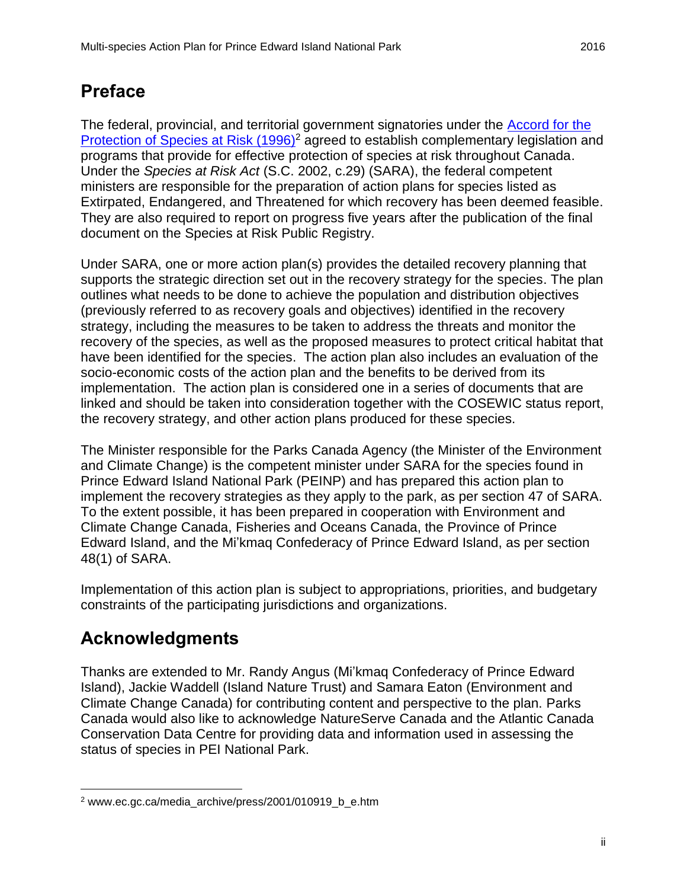## Preface

The federal, provincial, and territorial government signatories under the [Accord for the Protection of Species at Risk (1996)][2] agreed to establish complementary legislation and programs that provide for effective protection of species at risk throughout Canada. Under the *Species at Risk Act* (S.C. 2002, c.29) (SARA), the federal competent ministers are responsible for the preparation of action plans for species listed as Extirpated, Endangered, and Threatened for which recovery has been deemed feasible. They are also required to report on progress five years after the publication of the final document on the Species at Risk Public Registry.

Under SARA, one or more action plan(s) provides the detailed recovery planning that supports the strategic direction set out in the recovery strategy for the species. The plan outlines what needs to be done to achieve the population and distribution objectives (previously referred to as recovery goals and objectives) identified in the recovery strategy, including the measures to be taken to address the threats and monitor the recovery of the species, as well as the proposed measures to protect critical habitat that have been identified for the species. The action plan also includes an evaluation of the socio-economic costs of the action plan and the benefits to be derived from its implementation. The action plan is considered one in a series of documents that are linked and should be taken into consideration together with the COSEWIC status report, the recovery strategy, and other action plans produced for these species.

The Minister responsible for the Parks Canada Agency (the Minister of the Environment and Climate Change) is the competent minister under SARA for the species found in Prince Edward Island National Park (PEINP) and has prepared this action plan to implement the recovery strategies as they apply to the park, as per section 47 of SARA. To the extent possible, it has been prepared in cooperation with Environment and Climate Change Canada, Fisheries and Oceans Canada, the Province of Prince Edward Island, and the Mi'kmaq Confederacy of Prince Edward Island, as per section 48(1) of SARA.

Implementation of this action plan is subject to appropriations, priorities, and budgetary constraints of the participating jurisdictions and organizations.

## Acknowledgments

Thanks are extended to Mr. Randy Angus (Mi'kmaq Confederacy of Prince Edward Island), Jackie Waddell (Island Nature Trust) and Samara Eaton (Environment and Climate Change Canada) for contributing content and perspective to the plan. Parks Canada would also like to acknowledge NatureServe Canada and the Atlantic Canada Conservation Data Centre for providing data and information used in assessing the status of species in PEI National Park.

---

[2] www.ec.gc.ca/media_archive/press/2001/010919_b_e.htm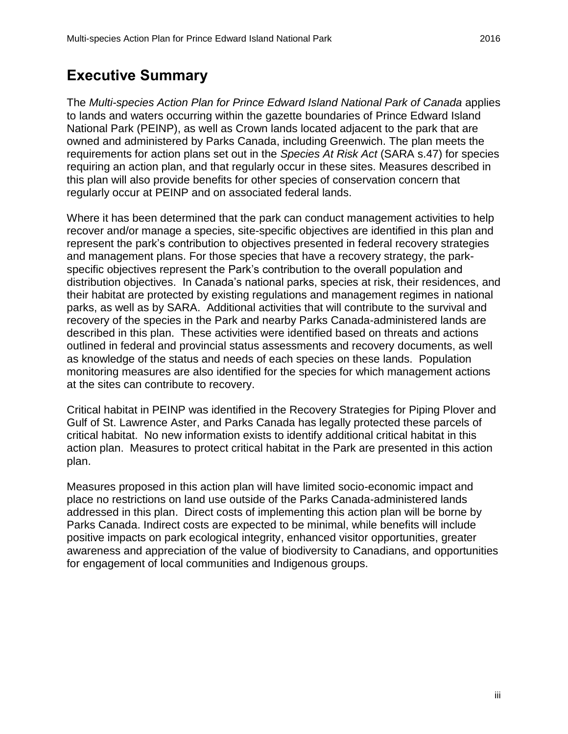# Executive Summary

The *Multi-species Action Plan for Prince Edward Island National Park of Canada* applies to lands and waters occurring within the gazette boundaries of Prince Edward Island National Park (PEINP), as well as Crown lands located adjacent to the park that are owned and administered by Parks Canada, including Greenwich. The plan meets the requirements for action plans set out in the *Species At Risk Act* (SARA s.47) for species requiring an action plan, and that regularly occur in these sites. Measures described in this plan will also provide benefits for other species of conservation concern that regularly occur at PEINP and on associated federal lands.

Where it has been determined that the park can conduct management activities to help recover and/or manage a species, site-specific objectives are identified in this plan and represent the park's contribution to objectives presented in federal recovery strategies and management plans. For those species that have a recovery strategy, the park-specific objectives represent the Park's contribution to the overall population and distribution objectives. In Canada's national parks, species at risk, their residences, and their habitat are protected by existing regulations and management regimes in national parks, as well as by SARA. Additional activities that will contribute to the survival and recovery of the species in the Park and nearby Parks Canada-administered lands are described in this plan. These activities were identified based on threats and actions outlined in federal and provincial status assessments and recovery documents, as well as knowledge of the status and needs of each species on these lands. Population monitoring measures are also identified for the species for which management actions at the sites can contribute to recovery.

Critical habitat in PEINP was identified in the Recovery Strategies for Piping Plover and Gulf of St. Lawrence Aster, and Parks Canada has legally protected these parcels of critical habitat. No new information exists to identify additional critical habitat in this action plan. Measures to protect critical habitat in the Park are presented in this action plan.

Measures proposed in this action plan will have limited socio-economic impact and place no restrictions on land use outside of the Parks Canada-administered lands addressed in this plan. Direct costs of implementing this action plan will be borne by Parks Canada. Indirect costs are expected to be minimal, while benefits will include positive impacts on park ecological integrity, enhanced visitor opportunities, greater awareness and appreciation of the value of biodiversity to Canadians, and opportunities for engagement of local communities and Indigenous groups.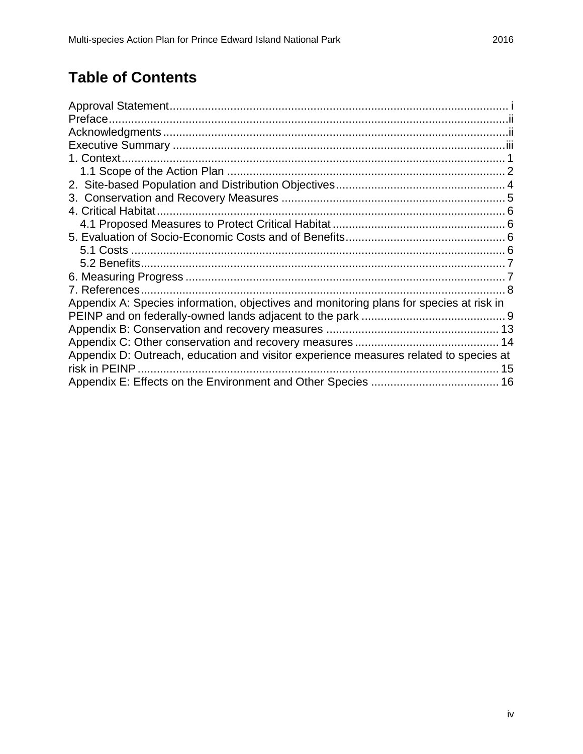# Table of Contents

Approval Statement........................................................................................................ i
Preface..........................................................................................................................ii
Acknowledgments .........................................................................................................ii
Executive Summary ......................................................................................................iii
1. Context...................................................................................................................... 1
   1.1 Scope of the Action Plan ...................................................................................... 2
2. Site-based Population and Distribution Objectives.................................................... 4
3. Conservation and Recovery Measures .................................................................... 5
4. Critical Habitat........................................................................................................... 6
   4.1 Proposed Measures to Protect Critical Habitat ..................................................... 6
5. Evaluation of Socio-Economic Costs and of Benefits................................................ 6
   5.1 Costs .................................................................................................................... 6
   5.2 Benefits................................................................................................................. 7
6. Measuring Progress .................................................................................................. 7
7. References................................................................................................................ 8
Appendix A: Species information, objectives and monitoring plans for species at risk in PEINP and on federally-owned lands adjacent to the park ............................................ 9
Appendix B: Conservation and recovery measures ..................................................... 13
Appendix C: Other conservation and recovery measures ............................................ 14
Appendix D: Outreach, education and visitor experience measures related to species at risk in PEINP ................................................................................................................ 15
Appendix E: Effects on the Environment and Other Species ....................................... 16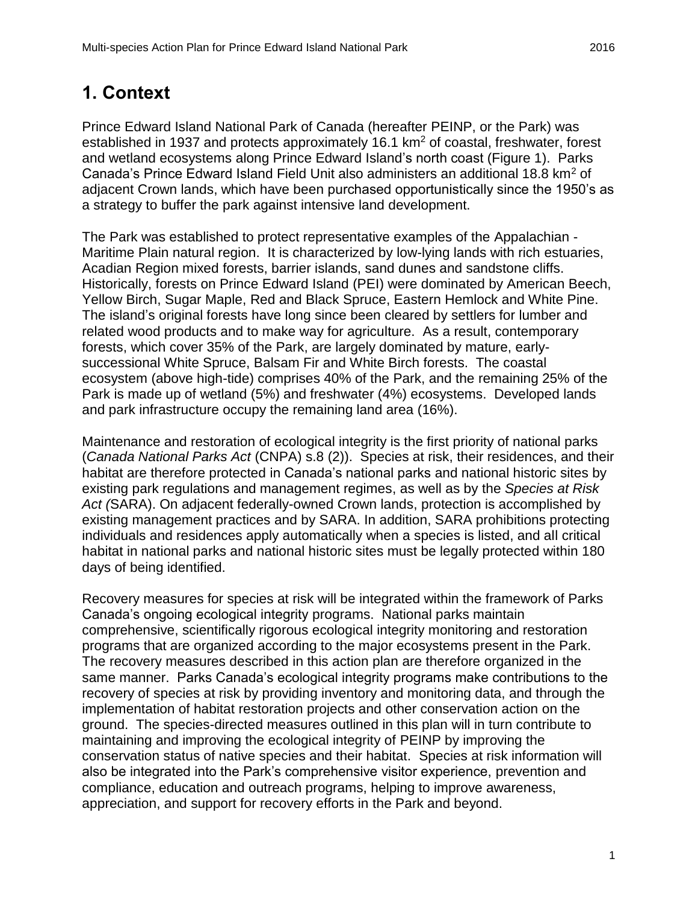# 1. Context

Prince Edward Island National Park of Canada (hereafter PEINP, or the Park) was established in 1937 and protects approximately 16.1 km$^2$ of coastal, freshwater, forest and wetland ecosystems along Prince Edward Island's north coast (Figure 1). Parks Canada's Prince Edward Island Field Unit also administers an additional 18.8 km$^2$ of adjacent Crown lands, which have been purchased opportunistically since the 1950's as a strategy to buffer the park against intensive land development.

The Park was established to protect representative examples of the Appalachian - Maritime Plain natural region. It is characterized by low-lying lands with rich estuaries, Acadian Region mixed forests, barrier islands, sand dunes and sandstone cliffs. Historically, forests on Prince Edward Island (PEI) were dominated by American Beech, Yellow Birch, Sugar Maple, Red and Black Spruce, Eastern Hemlock and White Pine. The island's original forests have long since been cleared by settlers for lumber and related wood products and to make way for agriculture. As a result, contemporary forests, which cover 35% of the Park, are largely dominated by mature, early-successional White Spruce, Balsam Fir and White Birch forests. The coastal ecosystem (above high-tide) comprises 40% of the Park, and the remaining 25% of the Park is made up of wetland (5%) and freshwater (4%) ecosystems. Developed lands and park infrastructure occupy the remaining land area (16%).

Maintenance and restoration of ecological integrity is the first priority of national parks (*Canada National Parks Act* (CNPA) s.8 (2)). Species at risk, their residences, and their habitat are therefore protected in Canada's national parks and national historic sites by existing park regulations and management regimes, as well as by the *Species at Risk Act (*SARA). On adjacent federally-owned Crown lands, protection is accomplished by existing management practices and by SARA. In addition, SARA prohibitions protecting individuals and residences apply automatically when a species is listed, and all critical habitat in national parks and national historic sites must be legally protected within 180 days of being identified.

Recovery measures for species at risk will be integrated within the framework of Parks Canada's ongoing ecological integrity programs. National parks maintain comprehensive, scientifically rigorous ecological integrity monitoring and restoration programs that are organized according to the major ecosystems present in the Park. The recovery measures described in this action plan are therefore organized in the same manner. Parks Canada's ecological integrity programs make contributions to the recovery of species at risk by providing inventory and monitoring data, and through the implementation of habitat restoration projects and other conservation action on the ground. The species-directed measures outlined in this plan will in turn contribute to maintaining and improving the ecological integrity of PEINP by improving the conservation status of native species and their habitat. Species at risk information will also be integrated into the Park's comprehensive visitor experience, prevention and compliance, education and outreach programs, helping to improve awareness, appreciation, and support for recovery efforts in the Park and beyond.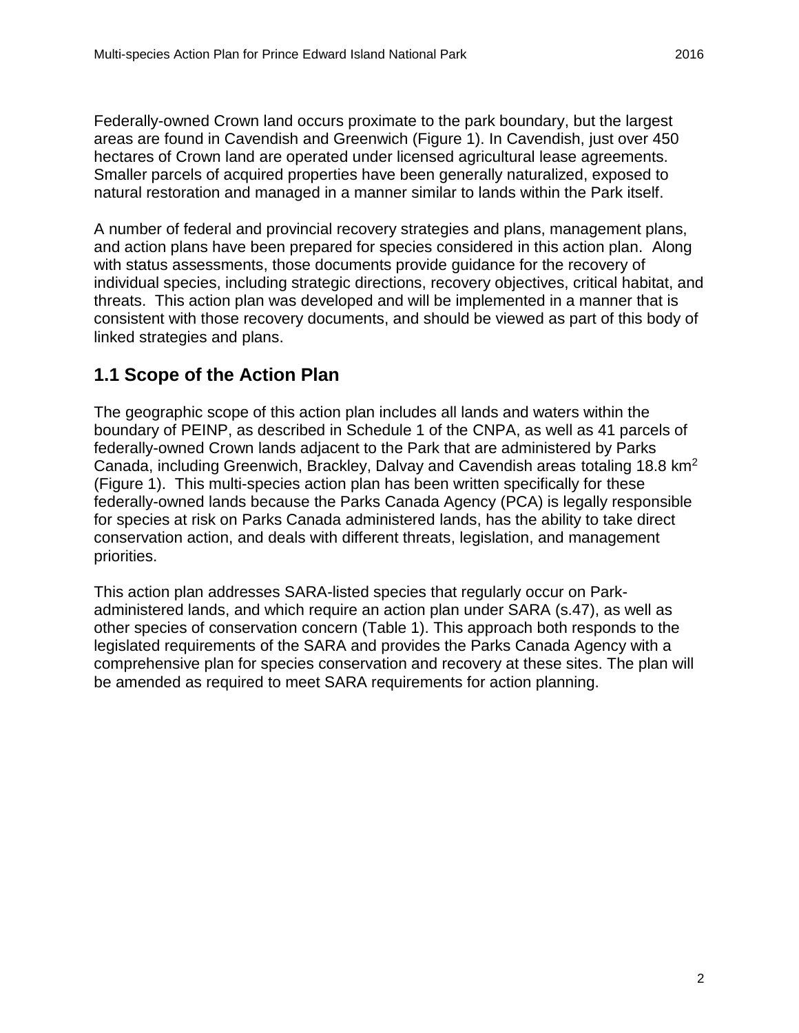Federally-owned Crown land occurs proximate to the park boundary, but the largest areas are found in Cavendish and Greenwich (Figure 1). In Cavendish, just over 450 hectares of Crown land are operated under licensed agricultural lease agreements. Smaller parcels of acquired properties have been generally naturalized, exposed to natural restoration and managed in a manner similar to lands within the Park itself.

A number of federal and provincial recovery strategies and plans, management plans, and action plans have been prepared for species considered in this action plan. Along with status assessments, those documents provide guidance for the recovery of individual species, including strategic directions, recovery objectives, critical habitat, and threats. This action plan was developed and will be implemented in a manner that is consistent with those recovery documents, and should be viewed as part of this body of linked strategies and plans.

## 1.1 Scope of the Action Plan

The geographic scope of this action plan includes all lands and waters within the boundary of PEINP, as described in Schedule 1 of the CNPA, as well as 41 parcels of federally-owned Crown lands adjacent to the Park that are administered by Parks Canada, including Greenwich, Brackley, Dalvay and Cavendish areas totaling 18.8 $km^2$ (Figure 1). This multi-species action plan has been written specifically for these federally-owned lands because the Parks Canada Agency (PCA) is legally responsible for species at risk on Parks Canada administered lands, has the ability to take direct conservation action, and deals with different threats, legislation, and management priorities.

This action plan addresses SARA-listed species that regularly occur on Park-administered lands, and which require an action plan under SARA (s.47), as well as other species of conservation concern (Table 1). This approach both responds to the legislated requirements of the SARA and provides the Parks Canada Agency with a comprehensive plan for species conservation and recovery at these sites. The plan will be amended as required to meet SARA requirements for action planning.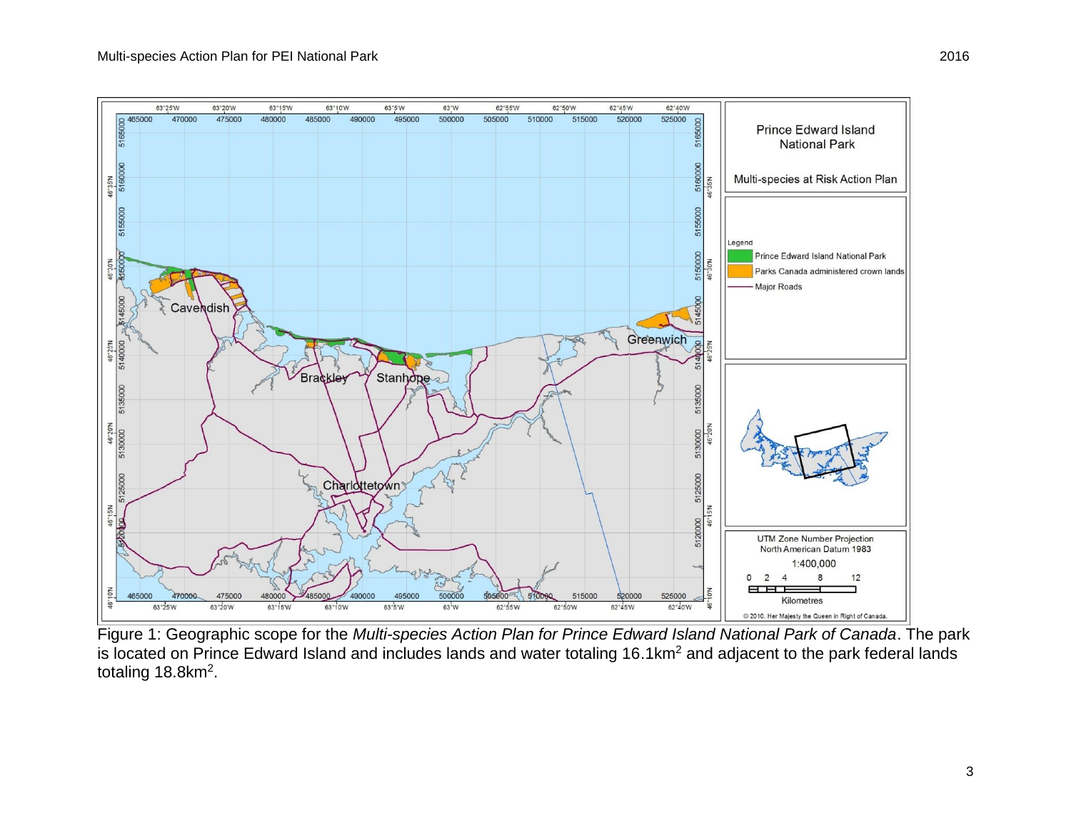Figure 1: Geographic scope for the *Multi-species Action Plan for Prince Edward Island National Park of Canada*. The park is located on Prince Edward Island and includes lands and water totaling 16.1km$^2$ and adjacent to the park federal lands totaling 18.8km$^2$.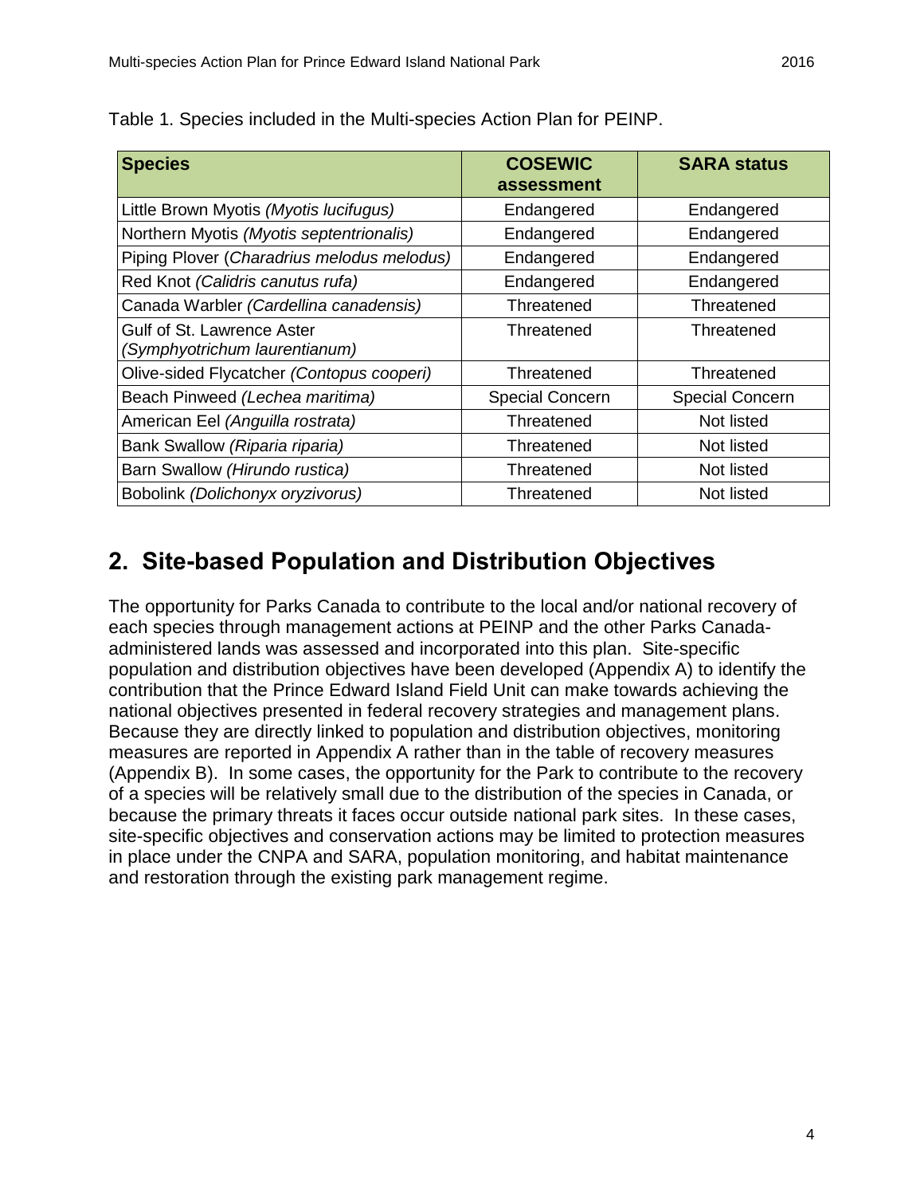Table 1. Species included in the Multi-species Action Plan for PEINP.

| Species | COSEWIC assessment | SARA status |
|---|---|---|
| Little Brown Myotis *(Myotis lucifugus)* | Endangered | Endangered |
| Northern Myotis *(Myotis septentrionalis)* | Endangered | Endangered |
| Piping Plover (*Charadrius melodus melodus)* | Endangered | Endangered |
| Red Knot *(Calidris canutus rufa)* | Endangered | Endangered |
| Canada Warbler *(Cardellina canadensis)* | Threatened | Threatened |
| Gulf of St. Lawrence Aster *(Symphyotrichum laurentianum)* | Threatened | Threatened |
| Olive-sided Flycatcher *(Contopus cooperi)* | Threatened | Threatened |
| Beach Pinweed *(Lechea maritima)* | Special Concern | Special Concern |
| American Eel *(Anguilla rostrata)* | Threatened | Not listed |
| Bank Swallow *(Riparia riparia)* | Threatened | Not listed |
| Barn Swallow *(Hirundo rustica)* | Threatened | Not listed |
| Bobolink *(Dolichonyx oryzivorus)* | Threatened | Not listed |

# 2. Site-based Population and Distribution Objectives

The opportunity for Parks Canada to contribute to the local and/or national recovery of each species through management actions at PEINP and the other Parks Canada-administered lands was assessed and incorporated into this plan. Site-specific population and distribution objectives have been developed (Appendix A) to identify the contribution that the Prince Edward Island Field Unit can make towards achieving the national objectives presented in federal recovery strategies and management plans. Because they are directly linked to population and distribution objectives, monitoring measures are reported in Appendix A rather than in the table of recovery measures (Appendix B). In some cases, the opportunity for the Park to contribute to the recovery of a species will be relatively small due to the distribution of the species in Canada, or because the primary threats it faces occur outside national park sites. In these cases, site-specific objectives and conservation actions may be limited to protection measures in place under the CNPA and SARA, population monitoring, and habitat maintenance and restoration through the existing park management regime.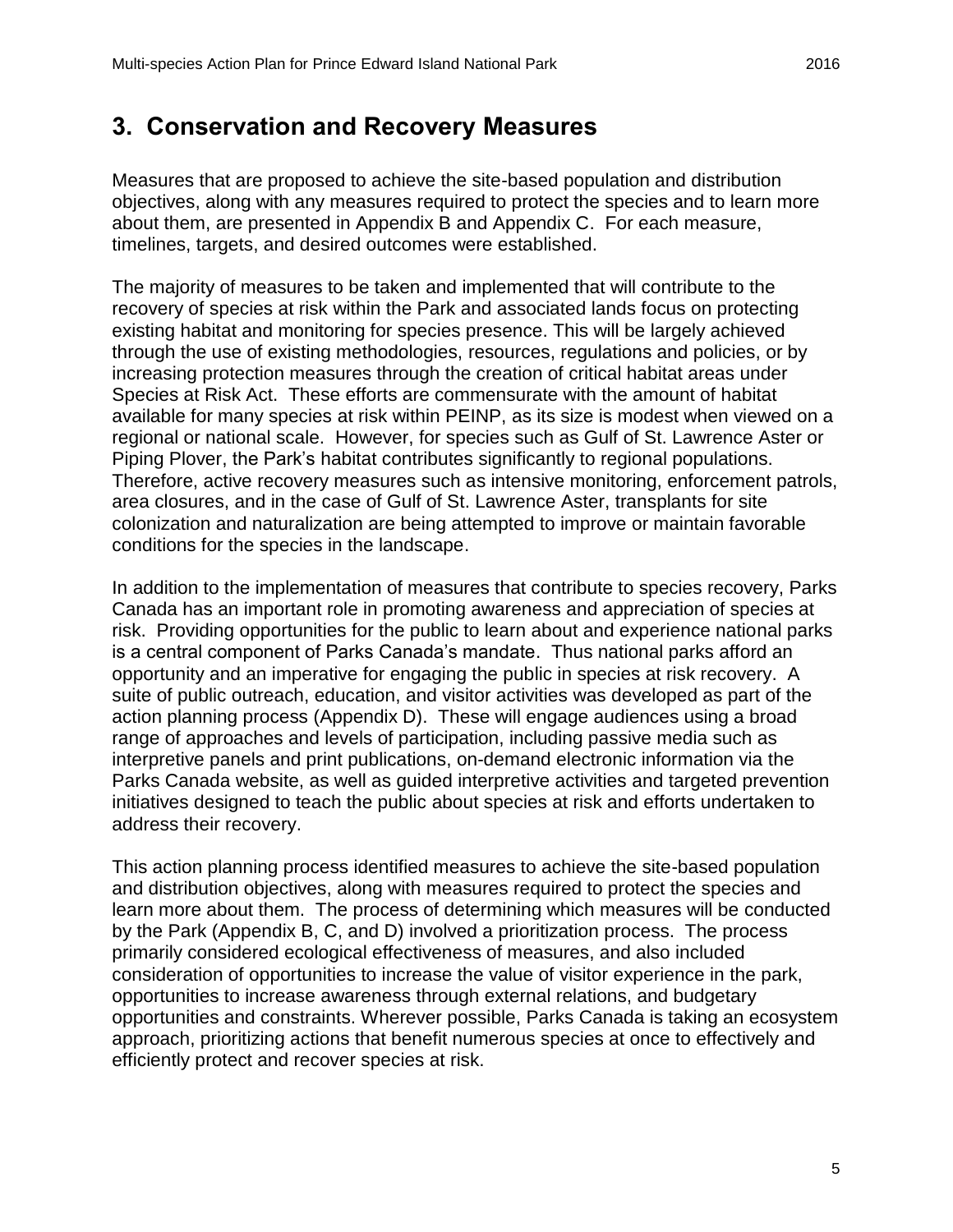## 3. Conservation and Recovery Measures

Measures that are proposed to achieve the site-based population and distribution objectives, along with any measures required to protect the species and to learn more about them, are presented in Appendix B and Appendix C. For each measure, timelines, targets, and desired outcomes were established.

The majority of measures to be taken and implemented that will contribute to the recovery of species at risk within the Park and associated lands focus on protecting existing habitat and monitoring for species presence. This will be largely achieved through the use of existing methodologies, resources, regulations and policies, or by increasing protection measures through the creation of critical habitat areas under Species at Risk Act. These efforts are commensurate with the amount of habitat available for many species at risk within PEINP, as its size is modest when viewed on a regional or national scale. However, for species such as Gulf of St. Lawrence Aster or Piping Plover, the Park's habitat contributes significantly to regional populations. Therefore, active recovery measures such as intensive monitoring, enforcement patrols, area closures, and in the case of Gulf of St. Lawrence Aster, transplants for site colonization and naturalization are being attempted to improve or maintain favorable conditions for the species in the landscape.

In addition to the implementation of measures that contribute to species recovery, Parks Canada has an important role in promoting awareness and appreciation of species at risk. Providing opportunities for the public to learn about and experience national parks is a central component of Parks Canada's mandate. Thus national parks afford an opportunity and an imperative for engaging the public in species at risk recovery. A suite of public outreach, education, and visitor activities was developed as part of the action planning process (Appendix D). These will engage audiences using a broad range of approaches and levels of participation, including passive media such as interpretive panels and print publications, on-demand electronic information via the Parks Canada website, as well as guided interpretive activities and targeted prevention initiatives designed to teach the public about species at risk and efforts undertaken to address their recovery.

This action planning process identified measures to achieve the site-based population and distribution objectives, along with measures required to protect the species and learn more about them. The process of determining which measures will be conducted by the Park (Appendix B, C, and D) involved a prioritization process. The process primarily considered ecological effectiveness of measures, and also included consideration of opportunities to increase the value of visitor experience in the park, opportunities to increase awareness through external relations, and budgetary opportunities and constraints. Wherever possible, Parks Canada is taking an ecosystem approach, prioritizing actions that benefit numerous species at once to effectively and efficiently protect and recover species at risk.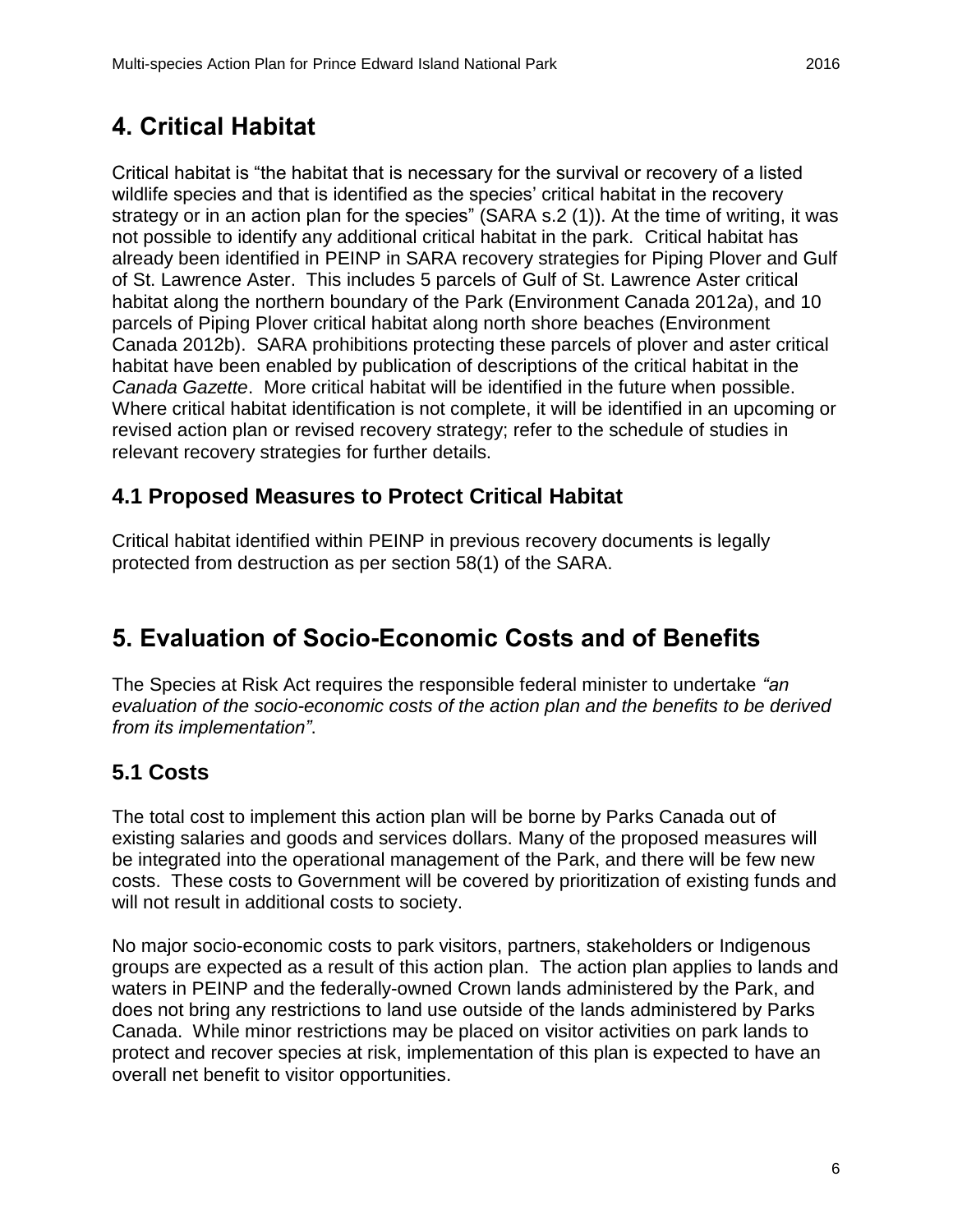# 4. Critical Habitat

Critical habitat is “the habitat that is necessary for the survival or recovery of a listed wildlife species and that is identified as the species’ critical habitat in the recovery strategy or in an action plan for the species” (SARA s.2 (1)). At the time of writing, it was not possible to identify any additional critical habitat in the park. Critical habitat has already been identified in PEINP in SARA recovery strategies for Piping Plover and Gulf of St. Lawrence Aster. This includes 5 parcels of Gulf of St. Lawrence Aster critical habitat along the northern boundary of the Park (Environment Canada 2012a), and 10 parcels of Piping Plover critical habitat along north shore beaches (Environment Canada 2012b). SARA prohibitions protecting these parcels of plover and aster critical habitat have been enabled by publication of descriptions of the critical habitat in the *Canada Gazette*. More critical habitat will be identified in the future when possible. Where critical habitat identification is not complete, it will be identified in an upcoming or revised action plan or revised recovery strategy; refer to the schedule of studies in relevant recovery strategies for further details.

## 4.1 Proposed Measures to Protect Critical Habitat

Critical habitat identified within PEINP in previous recovery documents is legally protected from destruction as per section 58(1) of the SARA.

# 5. Evaluation of Socio-Economic Costs and of Benefits

The Species at Risk Act requires the responsible federal minister to undertake *“an evaluation of the socio-economic costs of the action plan and the benefits to be derived from its implementation”*.

## 5.1 Costs

The total cost to implement this action plan will be borne by Parks Canada out of existing salaries and goods and services dollars. Many of the proposed measures will be integrated into the operational management of the Park, and there will be few new costs. These costs to Government will be covered by prioritization of existing funds and will not result in additional costs to society.

No major socio-economic costs to park visitors, partners, stakeholders or Indigenous groups are expected as a result of this action plan. The action plan applies to lands and waters in PEINP and the federally-owned Crown lands administered by the Park, and does not bring any restrictions to land use outside of the lands administered by Parks Canada. While minor restrictions may be placed on visitor activities on park lands to protect and recover species at risk, implementation of this plan is expected to have an overall net benefit to visitor opportunities.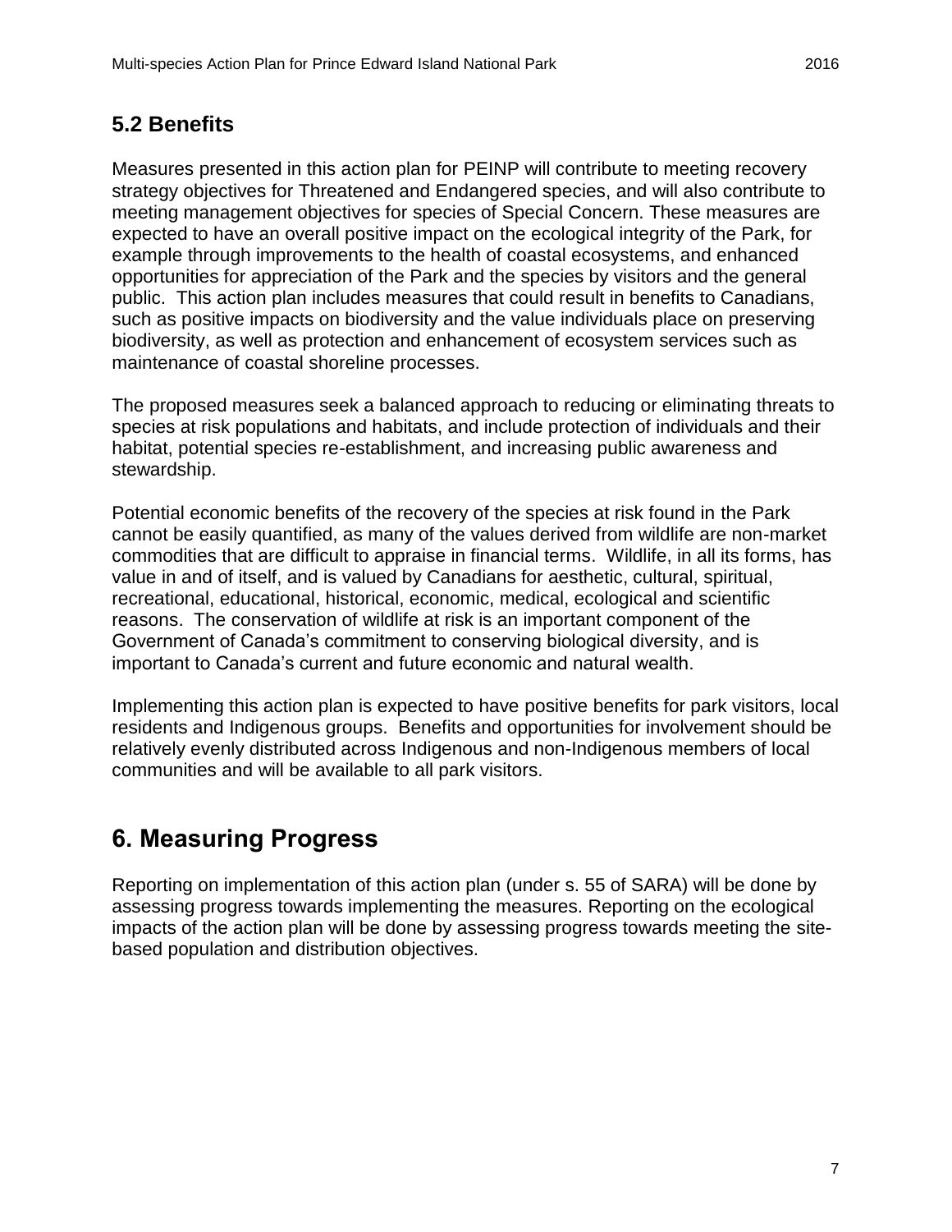## 5.2 Benefits

Measures presented in this action plan for PEINP will contribute to meeting recovery strategy objectives for Threatened and Endangered species, and will also contribute to meeting management objectives for species of Special Concern. These measures are expected to have an overall positive impact on the ecological integrity of the Park, for example through improvements to the health of coastal ecosystems, and enhanced opportunities for appreciation of the Park and the species by visitors and the general public. This action plan includes measures that could result in benefits to Canadians, such as positive impacts on biodiversity and the value individuals place on preserving biodiversity, as well as protection and enhancement of ecosystem services such as maintenance of coastal shoreline processes.

The proposed measures seek a balanced approach to reducing or eliminating threats to species at risk populations and habitats, and include protection of individuals and their habitat, potential species re-establishment, and increasing public awareness and stewardship.

Potential economic benefits of the recovery of the species at risk found in the Park cannot be easily quantified, as many of the values derived from wildlife are non-market commodities that are difficult to appraise in financial terms. Wildlife, in all its forms, has value in and of itself, and is valued by Canadians for aesthetic, cultural, spiritual, recreational, educational, historical, economic, medical, ecological and scientific reasons. The conservation of wildlife at risk is an important component of the Government of Canada's commitment to conserving biological diversity, and is important to Canada's current and future economic and natural wealth.

Implementing this action plan is expected to have positive benefits for park visitors, local residents and Indigenous groups. Benefits and opportunities for involvement should be relatively evenly distributed across Indigenous and non-Indigenous members of local communities and will be available to all park visitors.

# 6. Measuring Progress

Reporting on implementation of this action plan (under s. 55 of SARA) will be done by assessing progress towards implementing the measures. Reporting on the ecological impacts of the action plan will be done by assessing progress towards meeting the site-based population and distribution objectives.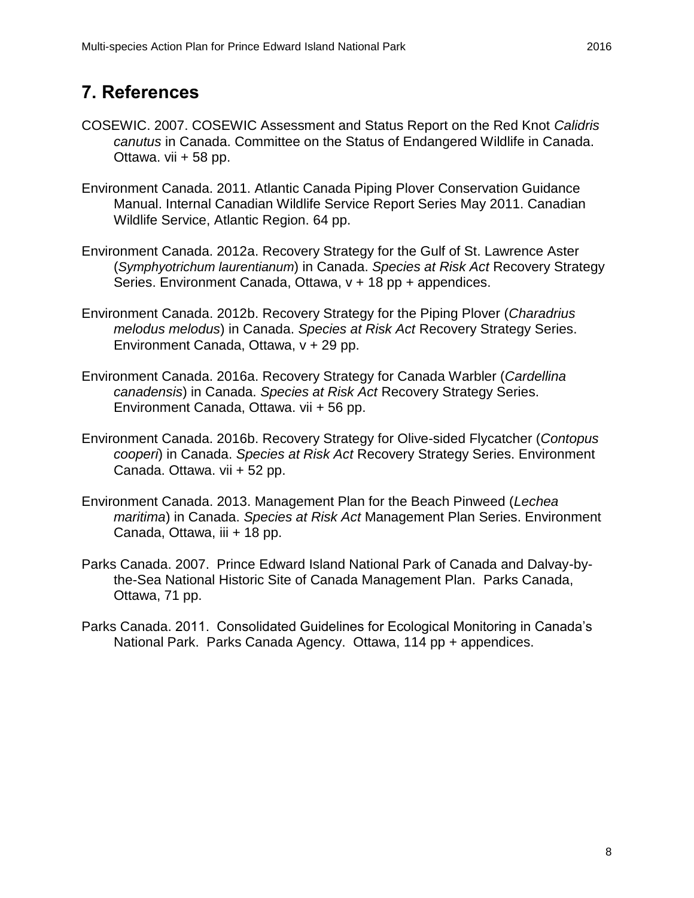## 7. References

COSEWIC. 2007. COSEWIC Assessment and Status Report on the Red Knot *Calidris canutus* in Canada. Committee on the Status of Endangered Wildlife in Canada. Ottawa. vii + 58 pp.

Environment Canada. 2011. Atlantic Canada Piping Plover Conservation Guidance Manual. Internal Canadian Wildlife Service Report Series May 2011. Canadian Wildlife Service, Atlantic Region. 64 pp.

Environment Canada. 2012a. Recovery Strategy for the Gulf of St. Lawrence Aster (*Symphyotrichum laurentianum*) in Canada. *Species at Risk Act* Recovery Strategy Series. Environment Canada, Ottawa, v + 18 pp + appendices.

Environment Canada. 2012b. Recovery Strategy for the Piping Plover (*Charadrius melodus melodus*) in Canada. *Species at Risk Act* Recovery Strategy Series. Environment Canada, Ottawa, v + 29 pp.

Environment Canada. 2016a. Recovery Strategy for Canada Warbler (*Cardellina canadensis*) in Canada. *Species at Risk Act* Recovery Strategy Series. Environment Canada, Ottawa. vii + 56 pp.

Environment Canada. 2016b. Recovery Strategy for Olive-sided Flycatcher (*Contopus cooperi*) in Canada. *Species at Risk Act* Recovery Strategy Series. Environment Canada. Ottawa. vii + 52 pp.

Environment Canada. 2013. Management Plan for the Beach Pinweed (*Lechea maritima*) in Canada. *Species at Risk Act* Management Plan Series. Environment Canada, Ottawa, iii + 18 pp.

Parks Canada. 2007. Prince Edward Island National Park of Canada and Dalvay-by-the-Sea National Historic Site of Canada Management Plan. Parks Canada, Ottawa, 71 pp.

Parks Canada. 2011. Consolidated Guidelines for Ecological Monitoring in Canada's National Park. Parks Canada Agency. Ottawa, 114 pp + appendices.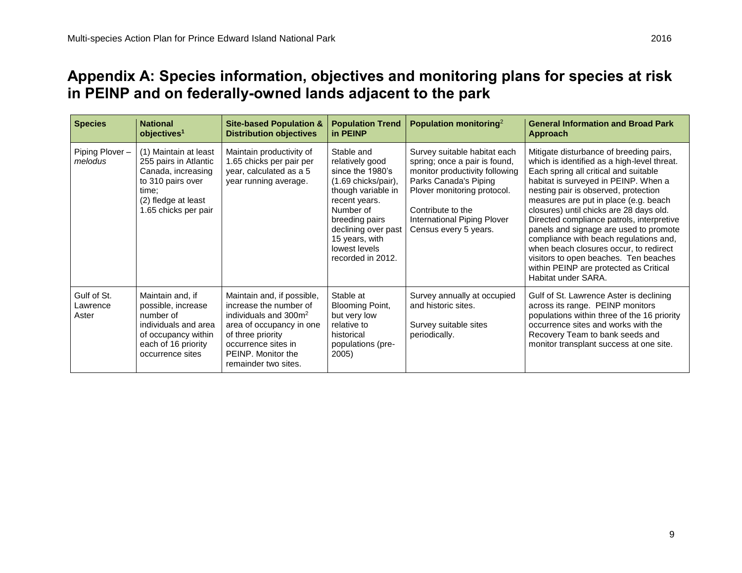# Appendix A: Species information, objectives and monitoring plans for species at risk in PEINP and on federally-owned lands adjacent to the park

| Species | National objectives[1] | Site-based Population & Distribution objectives | Population Trend in PEINP | Population monitoring[2] | General Information and Broad Park Approach |
|---|---|---|---|---|---|
| Piping Plover – *melodus* | (1) Maintain at least 255 pairs in Atlantic Canada, increasing to 310 pairs over time; (2) fledge at least 1.65 chicks per pair | Maintain productivity of 1.65 chicks per pair per year, calculated as a 5 year running average. | Stable and relatively good since the 1980's (1.69 chicks/pair), though variable in recent years. Number of breeding pairs declining over past 15 years, with lowest levels recorded in 2012. | Survey suitable habitat each spring; once a pair is found, monitor productivity following Parks Canada's Piping Plover monitoring protocol.<br><br>Contribute to the International Piping Plover Census every 5 years. | Mitigate disturbance of breeding pairs, which is identified as a high-level threat. Each spring all critical and suitable habitat is surveyed in PEINP. When a nesting pair is observed, protection measures are put in place (e.g. beach closures) until chicks are 28 days old. Directed compliance patrols, interpretive panels and signage are used to promote compliance with beach regulations and, when beach closures occur, to redirect visitors to open beaches. Ten beaches within PEINP are protected as Critical Habitat under SARA. |
| Gulf of St. Lawrence Aster | Maintain and, if possible, increase number of individuals and area of occupancy within each of 16 priority occurrence sites | Maintain and, if possible, increase the number of individuals and $300m^2$ area of occupancy in one of three priority occurrence sites in PEINP. Monitor the remainder two sites. | Stable at Blooming Point, but very low relative to historical populations (pre-2005) | Survey annually at occupied and historic sites.<br><br>Survey suitable sites periodically. | Gulf of St. Lawrence Aster is declining across its range. PEINP monitors populations within three of the 16 priority occurrence sites and works with the Recovery Team to bank seeds and monitor transplant success at one site. |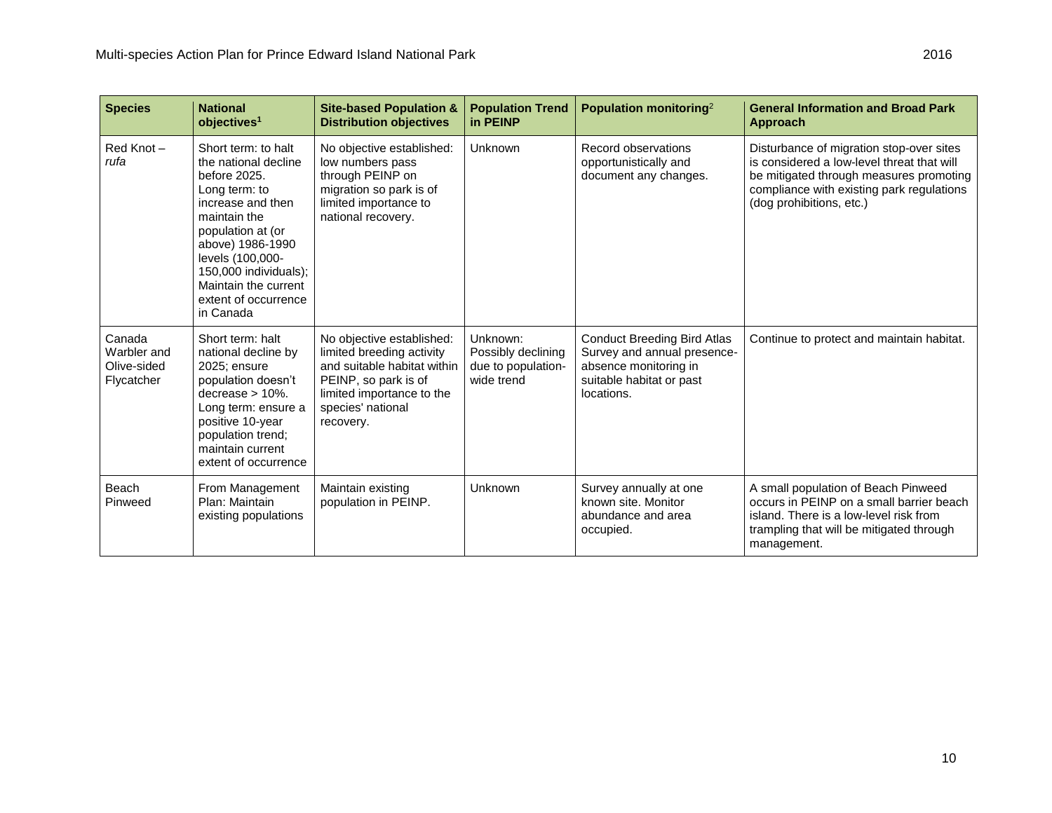| Species | National objectives[1] | Site-based Population & Distribution objectives | Population Trend in PEINP | Population monitoring[2] | General Information and Broad Park Approach |
|---|---|---|---|---|---|
| Red Knot – *rufa* | Short term: to halt the national decline before 2025. Long term: to increase and then maintain the population at (or above) 1986-1990 levels (100,000-150,000 individuals); Maintain the current extent of occurrence in Canada | No objective established: low numbers pass through PEINP on migration so park is of limited importance to national recovery. | Unknown | Record observations opportunistically and document any changes. | Disturbance of migration stop-over sites is considered a low-level threat that will be mitigated through measures promoting compliance with existing park regulations (dog prohibitions, etc.) |
| Canada Warbler and Olive-sided Flycatcher | Short term: halt national decline by 2025; ensure population doesn't decrease > 10%. Long term: ensure a positive 10-year population trend; maintain current extent of occurrence | No objective established: limited breeding activity and suitable habitat within PEINP, so park is of limited importance to the species' national recovery. | Unknown: Possibly declining due to population-wide trend | Conduct Breeding Bird Atlas Survey and annual presence-absence monitoring in suitable habitat or past locations. | Continue to protect and maintain habitat. |
| Beach Pinweed | From Management Plan: Maintain existing populations | Maintain existing population in PEINP. | Unknown | Survey annually at one known site. Monitor abundance and area occupied. | A small population of Beach Pinweed occurs in PEINP on a small barrier beach island. There is a low-level risk from trampling that will be mitigated through management. |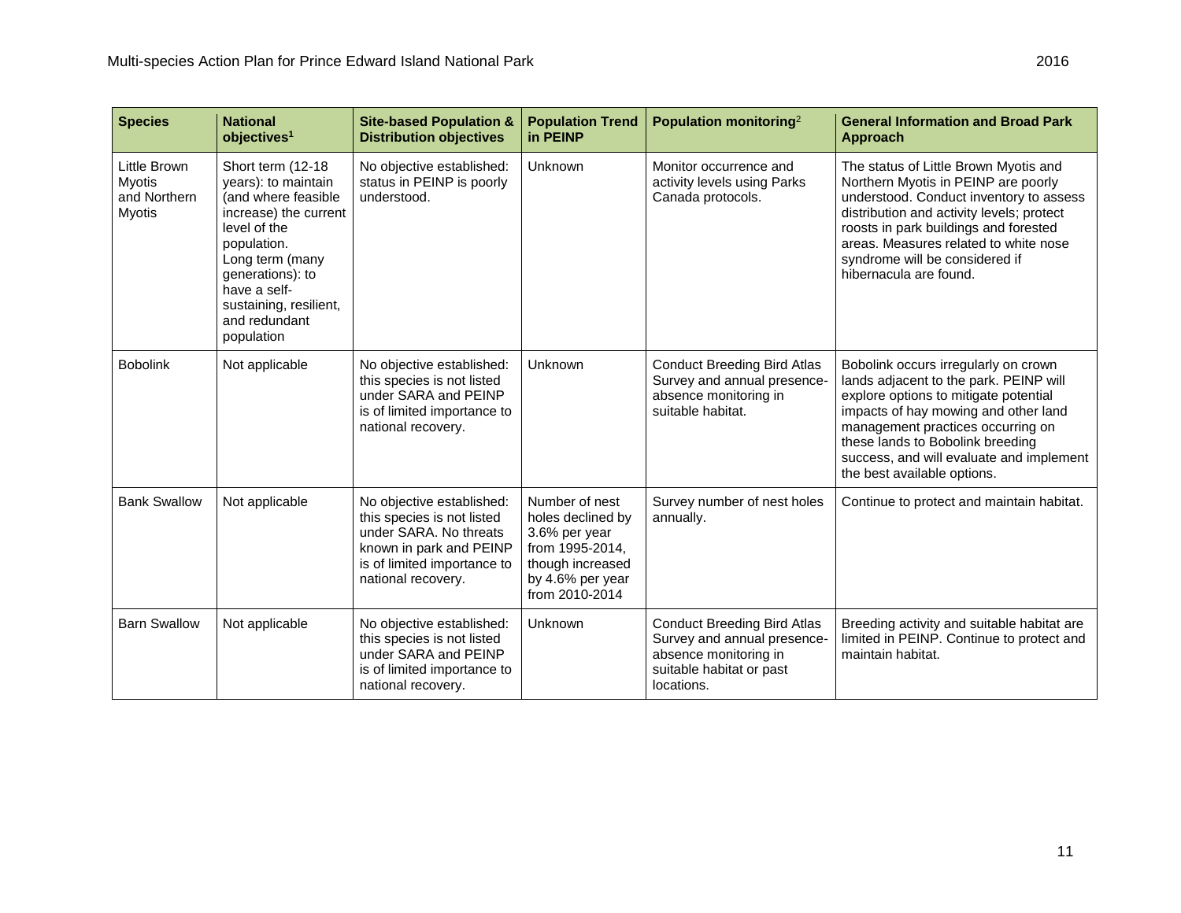| Species | National objectives[1] | Site-based Population & Distribution objectives | Population Trend in PEINP | Population monitoring[2] | General Information and Broad Park Approach |
|---|---|---|---|---|---|
| Little Brown Myotis and Northern Myotis | Short term (12-18 years): to maintain (and where feasible increase) the current level of the population. Long term (many generations): to have a self-sustaining, resilient, and redundant population | No objective established: status in PEINP is poorly understood. | Unknown | Monitor occurrence and activity levels using Parks Canada protocols. | The status of Little Brown Myotis and Northern Myotis in PEINP are poorly understood. Conduct inventory to assess distribution and activity levels; protect roosts in park buildings and forested areas. Measures related to white nose syndrome will be considered if hibernacula are found. |
| Bobolink | Not applicable | No objective established: this species is not listed under SARA and PEINP is of limited importance to national recovery. | Unknown | Conduct Breeding Bird Atlas Survey and annual presence-absence monitoring in suitable habitat. | Bobolink occurs irregularly on crown lands adjacent to the park. PEINP will explore options to mitigate potential impacts of hay mowing and other land management practices occurring on these lands to Bobolink breeding success, and will evaluate and implement the best available options. |
| Bank Swallow | Not applicable | No objective established: this species is not listed under SARA. No threats known in park and PEINP is of limited importance to national recovery. | Number of nest holes declined by 3.6% per year from 1995-2014, though increased by 4.6% per year from 2010-2014 | Survey number of nest holes annually. | Continue to protect and maintain habitat. |
| Barn Swallow | Not applicable | No objective established: this species is not listed under SARA and PEINP is of limited importance to national recovery. | Unknown | Conduct Breeding Bird Atlas Survey and annual presence-absence monitoring in suitable habitat or past locations. | Breeding activity and suitable habitat are limited in PEINP. Continue to protect and maintain habitat. |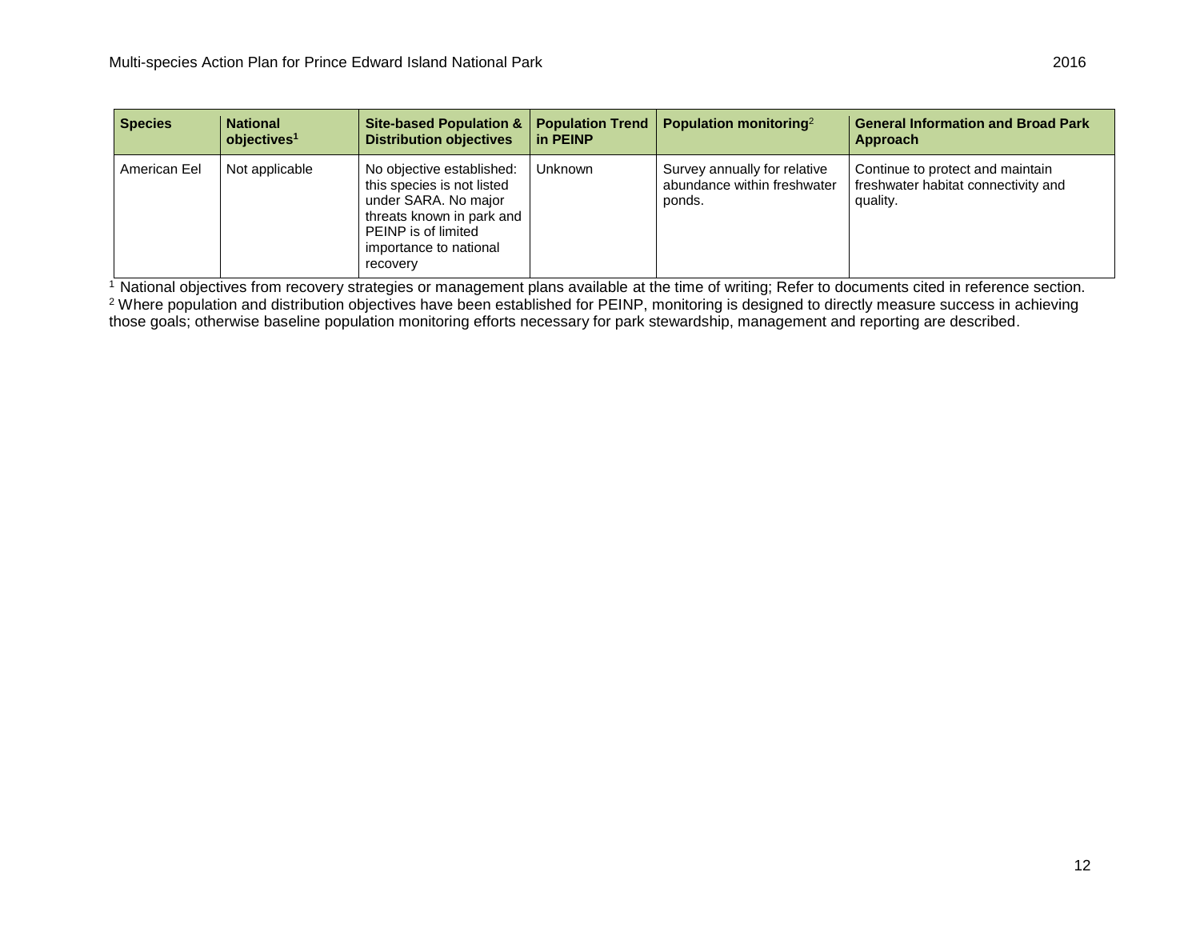| Species | National objectives[1] | Site-based Population & Distribution objectives | Population Trend in PEINP | Population monitoring[2] | General Information and Broad Park Approach |
|---|---|---|---|---|---|
| American Eel | Not applicable | No objective established: this species is not listed under SARA. No major threats known in park and PEINP is of limited importance to national recovery | Unknown | Survey annually for relative abundance within freshwater ponds. | Continue to protect and maintain freshwater habitat connectivity and quality. |

[1] National objectives from recovery strategies or management plans available at the time of writing; Refer to documents cited in reference section.

[2] Where population and distribution objectives have been established for PEINP, monitoring is designed to directly measure success in achieving those goals; otherwise baseline population monitoring efforts necessary for park stewardship, management and reporting are described.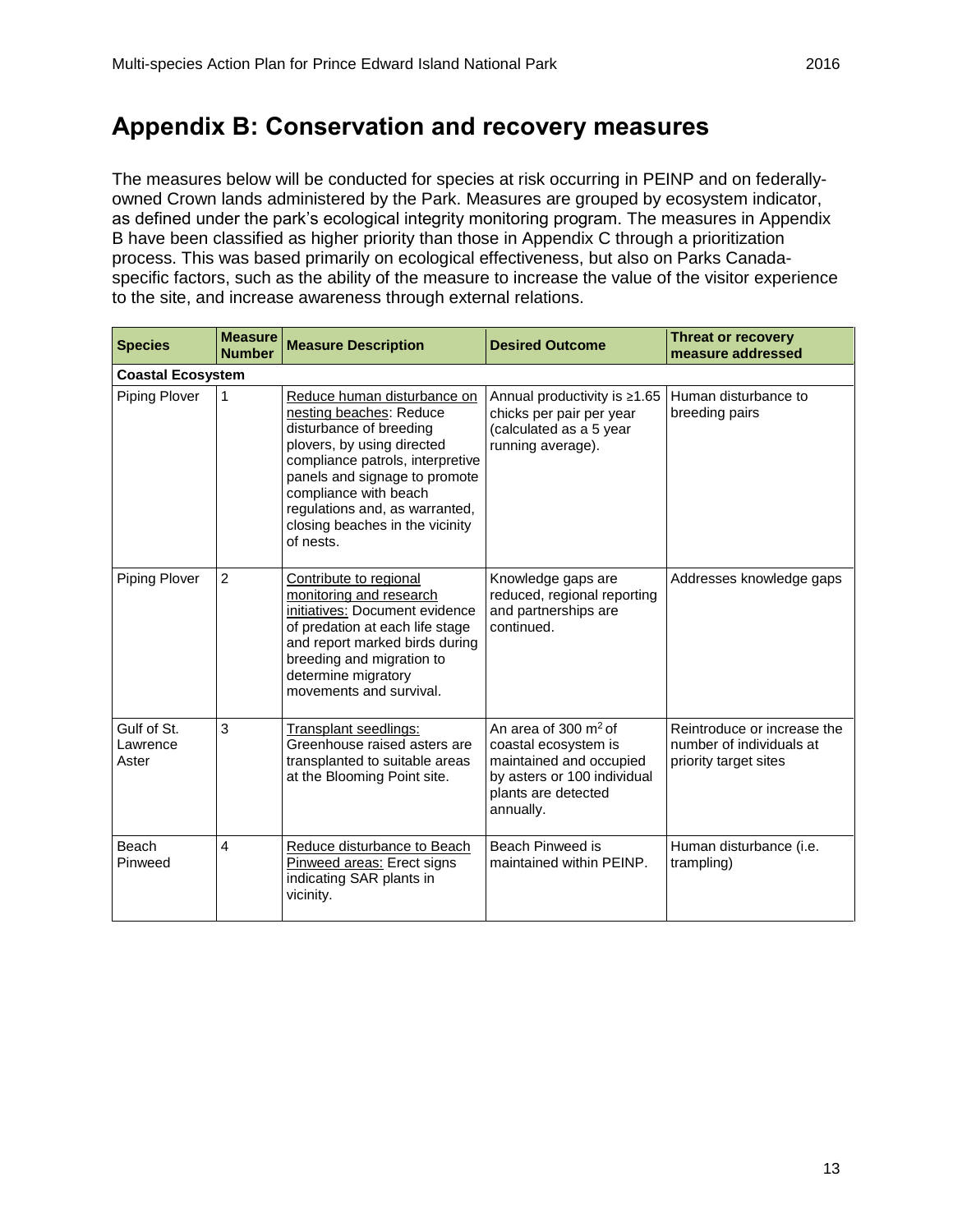# Appendix B: Conservation and recovery measures

The measures below will be conducted for species at risk occurring in PEINP and on federally-owned Crown lands administered by the Park. Measures are grouped by ecosystem indicator, as defined under the park's ecological integrity monitoring program. The measures in Appendix B have been classified as higher priority than those in Appendix C through a prioritization process. This was based primarily on ecological effectiveness, but also on Parks Canada-specific factors, such as the ability of the measure to increase the value of the visitor experience to the site, and increase awareness through external relations.

| Species | Measure Number | Measure Description | Desired Outcome | Threat or recovery measure addressed |
|---|---|---|---|---|
| **Coastal Ecosystem** | | | | |
| Piping Plover | 1 | Reduce human disturbance on nesting beaches: Reduce disturbance of breeding plovers, by using directed compliance patrols, interpretive panels and signage to promote compliance with beach regulations and, as warranted, closing beaches in the vicinity of nests. | Annual productivity is ≥1.65 chicks per pair per year (calculated as a 5 year running average). | Human disturbance to breeding pairs |
| Piping Plover | 2 | Contribute to regional monitoring and research initiatives: Document evidence of predation at each life stage and report marked birds during breeding and migration to determine migratory movements and survival. | Knowledge gaps are reduced, regional reporting and partnerships are continued. | Addresses knowledge gaps |
| Gulf of St. Lawrence Aster | 3 | Transplant seedlings: Greenhouse raised asters are transplanted to suitable areas at the Blooming Point site. | An area of 300 $m^2$ of coastal ecosystem is maintained and occupied by asters or 100 individual plants are detected annually. | Reintroduce or increase the number of individuals at priority target sites |
| Beach Pinweed | 4 | Reduce disturbance to Beach Pinweed areas: Erect signs indicating SAR plants in vicinity. | Beach Pinweed is maintained within PEINP. | Human disturbance (i.e. trampling) |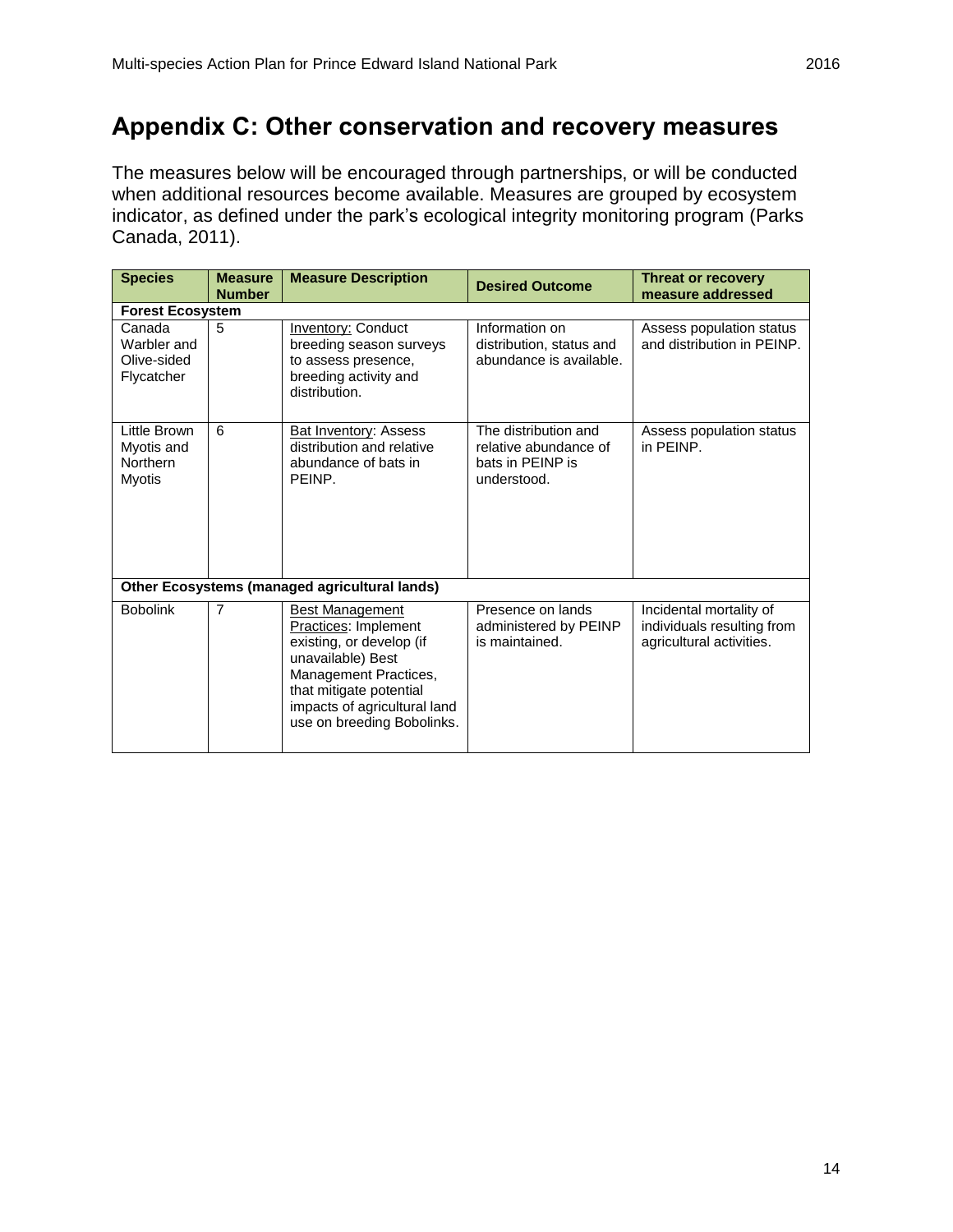# Appendix C: Other conservation and recovery measures

The measures below will be encouraged through partnerships, or will be conducted when additional resources become available. Measures are grouped by ecosystem indicator, as defined under the park's ecological integrity monitoring program (Parks Canada, 2011).

| Species | Measure Number | Measure Description | Desired Outcome | Threat or recovery measure addressed |
|---|---|---|---|---|
| **Forest Ecosystem** | | | | |
| Canada Warbler and Olive-sided Flycatcher | 5 | Inventory: Conduct breeding season surveys to assess presence, breeding activity and distribution. | Information on distribution, status and abundance is available. | Assess population status and distribution in PEINP. |
| Little Brown Myotis and Northern Myotis | 6 | Bat Inventory: Assess distribution and relative abundance of bats in PEINP. | The distribution and relative abundance of bats in PEINP is understood. | Assess population status in PEINP. |
| **Other Ecosystems (managed agricultural lands)** | | | | |
| Bobolink | 7 | Best Management Practices: Implement existing, or develop (if unavailable) Best Management Practices, that mitigate potential impacts of agricultural land use on breeding Bobolinks. | Presence on lands administered by PEINP is maintained. | Incidental mortality of individuals resulting from agricultural activities. |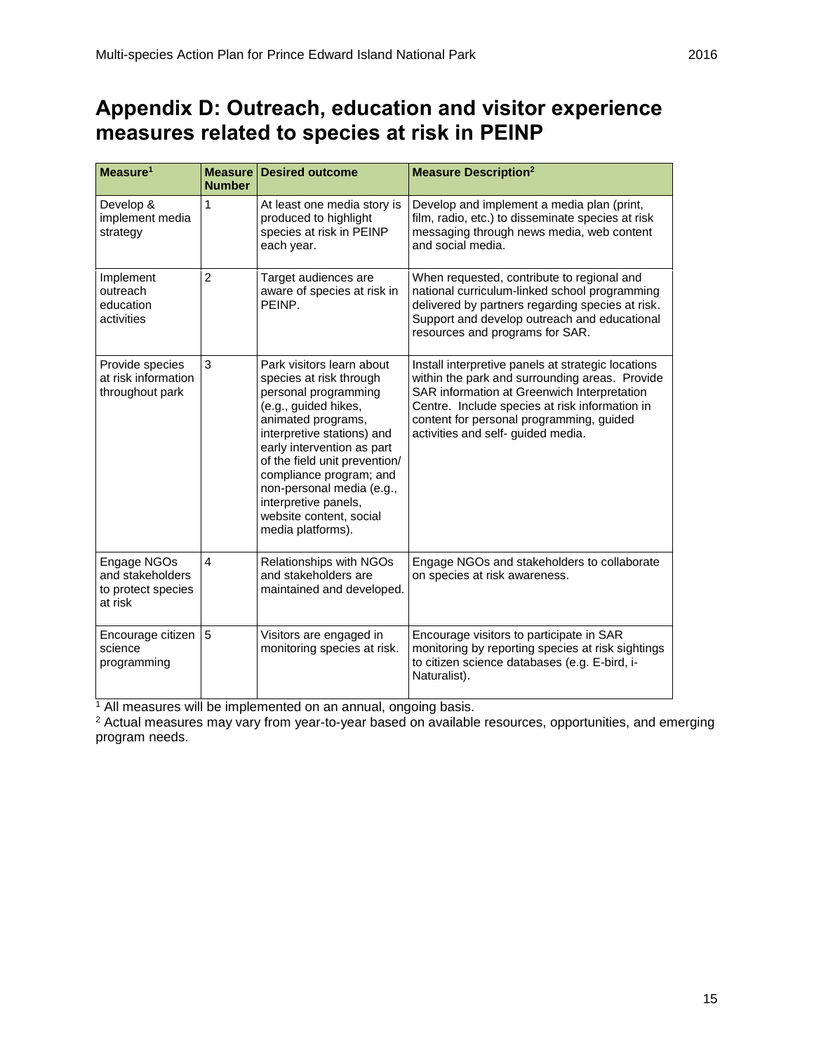## Appendix D: Outreach, education and visitor experience measures related to species at risk in PEINP

| Measure[1] | Measure Number | Desired outcome | Measure Description[2] |
|---|---|---|---|
| Develop & implement media strategy | 1 | At least one media story is produced to highlight species at risk in PEINP each year. | Develop and implement a media plan (print, film, radio, etc.) to disseminate species at risk messaging through news media, web content and social media. |
| Implement outreach education activities | 2 | Target audiences are aware of species at risk in PEINP. | When requested, contribute to regional and national curriculum-linked school programming delivered by partners regarding species at risk. Support and develop outreach and educational resources and programs for SAR. |
| Provide species at risk information throughout park | 3 | Park visitors learn about species at risk through personal programming (e.g., guided hikes, animated programs, interpretive stations) and early intervention as part of the field unit prevention/ compliance program; and non-personal media (e.g., interpretive panels, website content, social media platforms). | Install interpretive panels at strategic locations within the park and surrounding areas. Provide SAR information at Greenwich Interpretation Centre. Include species at risk information in content for personal programming, guided activities and self- guided media. |
| Engage NGOs and stakeholders to protect species at risk | 4 | Relationships with NGOs and stakeholders are maintained and developed. | Engage NGOs and stakeholders to collaborate on species at risk awareness. |
| Encourage citizen science programming | 5 | Visitors are engaged in monitoring species at risk. | Encourage visitors to participate in SAR monitoring by reporting species at risk sightings to citizen science databases (e.g. E-bird, i-Naturalist). |

[1] All measures will be implemented on an annual, ongoing basis.
[2] Actual measures may vary from year-to-year based on available resources, opportunities, and emerging program needs.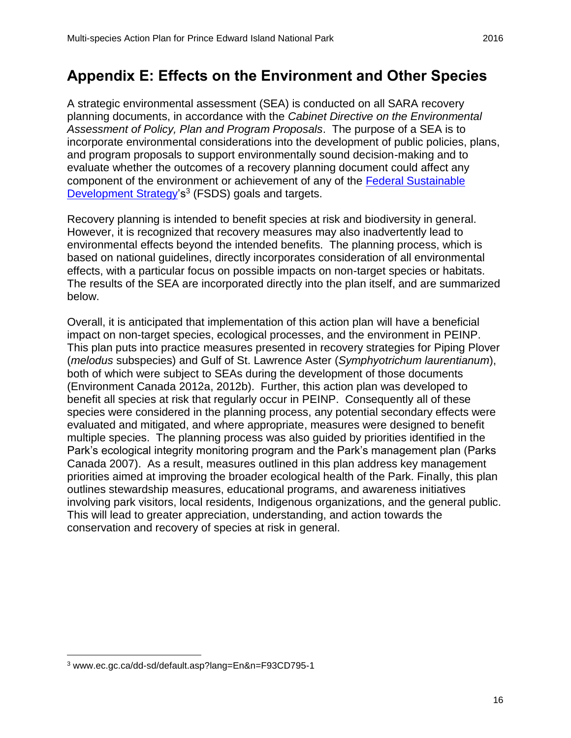## Appendix E: Effects on the Environment and Other Species

A strategic environmental assessment (SEA) is conducted on all SARA recovery planning documents, in accordance with the *Cabinet Directive on the Environmental Assessment of Policy, Plan and Program Proposals*. The purpose of a SEA is to incorporate environmental considerations into the development of public policies, plans, and program proposals to support environmentally sound decision-making and to evaluate whether the outcomes of a recovery planning document could affect any component of the environment or achievement of any of the Federal Sustainable Development Strategy's[3] (FSDS) goals and targets.

Recovery planning is intended to benefit species at risk and biodiversity in general. However, it is recognized that recovery measures may also inadvertently lead to environmental effects beyond the intended benefits. The planning process, which is based on national guidelines, directly incorporates consideration of all environmental effects, with a particular focus on possible impacts on non-target species or habitats. The results of the SEA are incorporated directly into the plan itself, and are summarized below.

Overall, it is anticipated that implementation of this action plan will have a beneficial impact on non-target species, ecological processes, and the environment in PEINP. This plan puts into practice measures presented in recovery strategies for Piping Plover (*melodus* subspecies) and Gulf of St. Lawrence Aster (*Symphyotrichum laurentianum*), both of which were subject to SEAs during the development of those documents (Environment Canada 2012a, 2012b). Further, this action plan was developed to benefit all species at risk that regularly occur in PEINP. Consequently all of these species were considered in the planning process, any potential secondary effects were evaluated and mitigated, and where appropriate, measures were designed to benefit multiple species. The planning process was also guided by priorities identified in the Park's ecological integrity monitoring program and the Park's management plan (Parks Canada 2007). As a result, measures outlined in this plan address key management priorities aimed at improving the broader ecological health of the Park. Finally, this plan outlines stewardship measures, educational programs, and awareness initiatives involving park visitors, local residents, Indigenous organizations, and the general public. This will lead to greater appreciation, understanding, and action towards the conservation and recovery of species at risk in general.

---

[3] www.ec.gc.ca/dd-sd/default.asp?lang=En&n=F93CD795-1